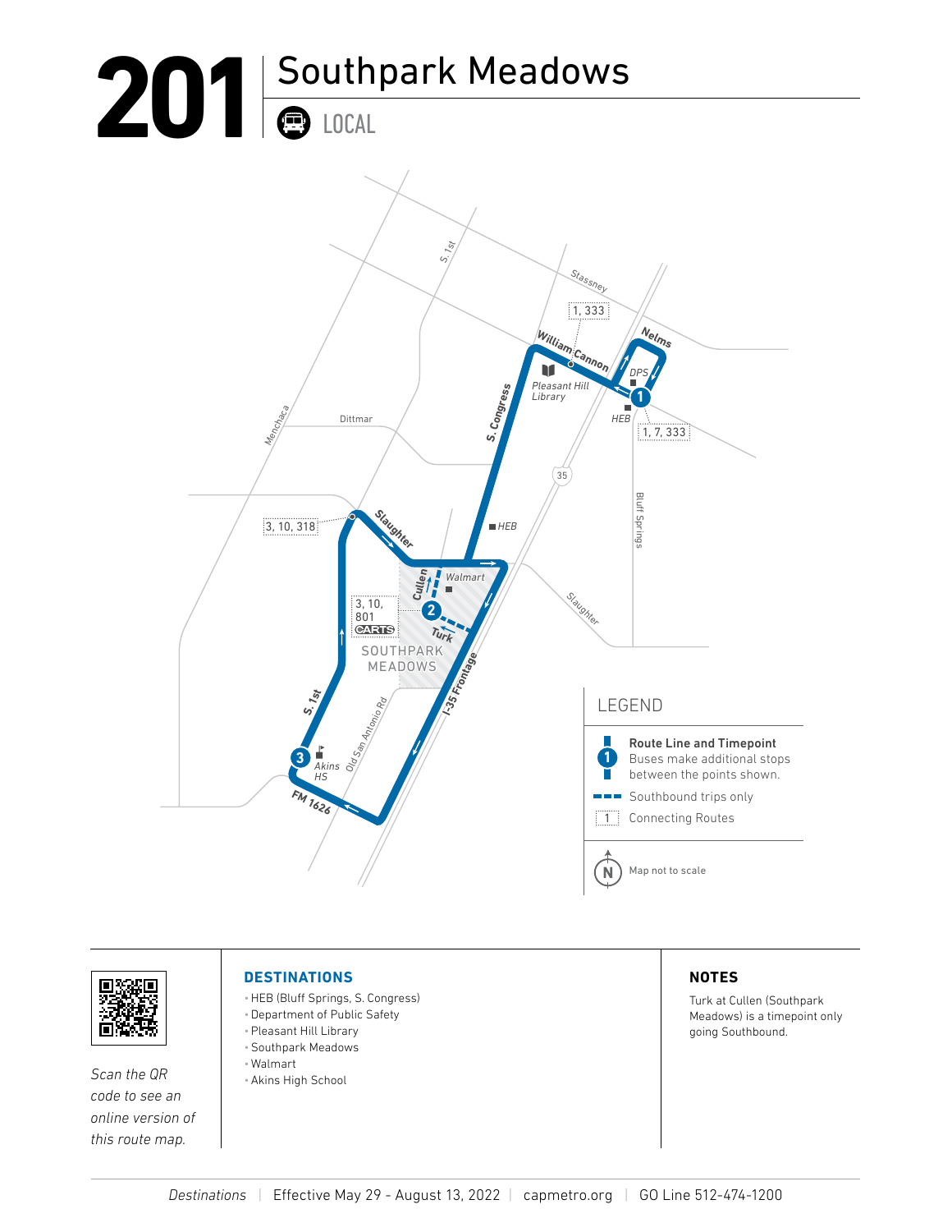# 201 Southpark Meadows

LOCAL

Stassney

S. 1st

1, 333

Nelms

William Cannon

DPS

Pleasant Hill Library

1

HEB

1, 7, 333

Menchaca

Dittmar

S. Congress

35

Bluff Springs

3, 10, 318

Slaughter

HEB

Cullen

Walmart

2

3, 10, 801

CARTS

Turk

Slaughter

SOUTHPARK MEADOWS

S. 1st

Old San Antonio Rd

I-35 Frontage

3

Akins HS

FM 1626

## LEGEND

- **Route Line and Timepoint** Buses make additional stops between the points shown.
- Southbound trips only
- 1 Connecting Routes

N Map not to scale

*Scan the QR code to see an online version of this route map.*

## DESTINATIONS

- HEB (Bluff Springs, S. Congress)
- Department of Public Safety
- Pleasant Hill Library
- Southpark Meadows
- Walmart
- Akins High School

## NOTES

Turk at Cullen (Southpark Meadows) is a timepoint only going Southbound.

*Destinations* | Effective May 29 - August 13, 2022 | capmetro.org | GO Line 512-474-1200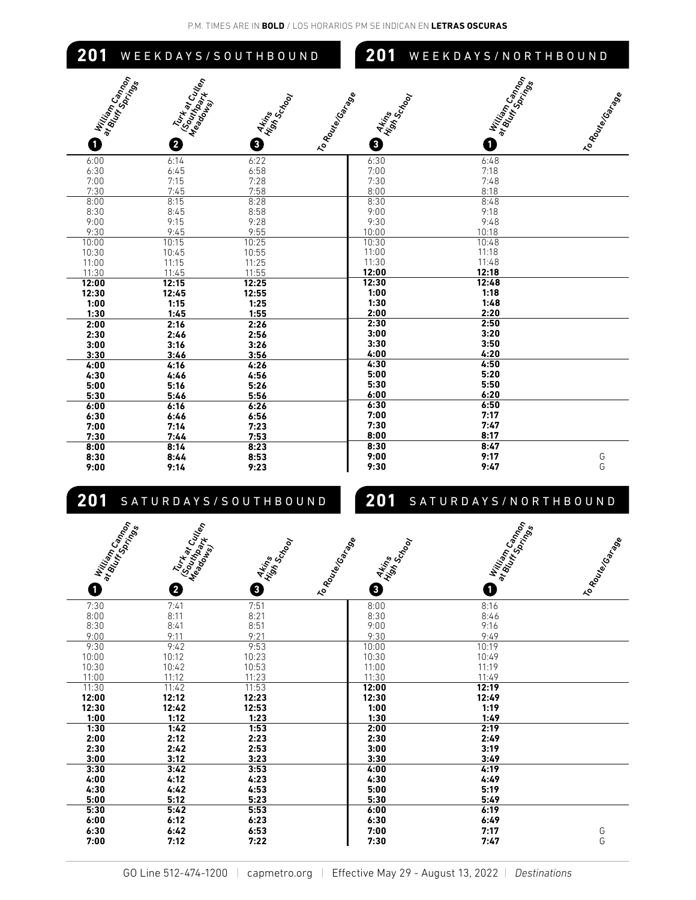P.M. TIMES ARE IN **BOLD** / LOS HORARIOS PM SE INDICAN EN **LETRAS OSCURAS**

## 201 WEEKDAYS/SOUTHBOUND

| William Cannon at Bluff Springs ❶ | Turk at Cullen (Southpark Meadows) ❷ | Akins High School ❸ | To Route/Garage |
|---|---|---|---|
| 6:00 | 6:14 | 6:22 | |
| 6:30 | 6:45 | 6:58 | |
| 7:00 | 7:15 | 7:28 | |
| 7:30 | 7:45 | 7:58 | |
| 8:00 | 8:15 | 8:28 | |
| 8:30 | 8:45 | 8:58 | |
| 9:00 | 9:15 | 9:28 | |
| 9:30 | 9:45 | 9:55 | |
| 10:00 | 10:15 | 10:25 | |
| 10:30 | 10:45 | 10:55 | |
| 11:00 | 11:15 | 11:25 | |
| 11:30 | 11:45 | 11:55 | |
| **12:00** | **12:15** | **12:25** | |
| **12:30** | **12:45** | **12:55** | |
| **1:00** | **1:15** | **1:25** | |
| **1:30** | **1:45** | **1:55** | |
| **2:00** | **2:16** | **2:26** | |
| **2:30** | **2:46** | **2:56** | |
| **3:00** | **3:16** | **3:26** | |
| **3:30** | **3:46** | **3:56** | |
| **4:00** | **4:16** | **4:26** | |
| **4:30** | **4:46** | **4:56** | |
| **5:00** | **5:16** | **5:26** | |
| **5:30** | **5:46** | **5:56** | |
| **6:00** | **6:16** | **6:26** | |
| **6:30** | **6:46** | **6:56** | |
| **7:00** | **7:14** | **7:23** | |
| **7:30** | **7:44** | **7:53** | |
| **8:00** | **8:14** | **8:23** | |
| **8:30** | **8:44** | **8:53** | |
| **9:00** | **9:14** | **9:23** | |

## 201 WEEKDAYS/NORTHBOUND

| Akins High School ❸ | William Cannon at Bluff Springs ❶ | To Route/Garage |
|---|---|---|
| 6:30 | 6:48 | |
| 7:00 | 7:18 | |
| 7:30 | 7:48 | |
| 8:00 | 8:18 | |
| 8:30 | 8:48 | |
| 9:00 | 9:18 | |
| 9:30 | 9:48 | |
| 10:00 | 10:18 | |
| 10:30 | 10:48 | |
| 11:00 | 11:18 | |
| 11:30 | 11:48 | |
| **12:00** | **12:18** | |
| **12:30** | **12:48** | |
| **1:00** | **1:18** | |
| **1:30** | **1:48** | |
| **2:00** | **2:20** | |
| **2:30** | **2:50** | |
| **3:00** | **3:20** | |
| **3:30** | **3:50** | |
| **4:00** | **4:20** | |
| **4:30** | **4:50** | |
| **5:00** | **5:20** | |
| **5:30** | **5:50** | |
| **6:00** | **6:20** | |
| **6:30** | **6:50** | |
| **7:00** | **7:17** | |
| **7:30** | **7:47** | |
| **8:00** | **8:17** | |
| **8:30** | **8:47** | |
| **9:00** | **9:17** | G |
| **9:30** | **9:47** | G |

## 201 SATURDAYS/SOUTHBOUND

| William Cannon at Bluff Springs ❶ | Turk at Cullen (Southpark Meadows) ❷ | Akins High School ❸ | To Route/Garage |
|---|---|---|---|
| 7:30 | 7:41 | 7:51 | |
| 8:00 | 8:11 | 8:21 | |
| 8:30 | 8:41 | 8:51 | |
| 9:00 | 9:11 | 9:21 | |
| 9:30 | 9:42 | 9:53 | |
| 10:00 | 10:12 | 10:23 | |
| 10:30 | 10:42 | 10:53 | |
| 11:00 | 11:12 | 11:23 | |
| 11:30 | 11:42 | 11:53 | |
| **12:00** | **12:12** | **12:23** | |
| **12:30** | **12:42** | **12:53** | |
| **1:00** | **1:12** | **1:23** | |
| **1:30** | **1:42** | **1:53** | |
| **2:00** | **2:12** | **2:23** | |
| **2:30** | **2:42** | **2:53** | |
| **3:00** | **3:12** | **3:23** | |
| **3:30** | **3:42** | **3:53** | |
| **4:00** | **4:12** | **4:23** | |
| **4:30** | **4:42** | **4:53** | |
| **5:00** | **5:12** | **5:23** | |
| **5:30** | **5:42** | **5:53** | |
| **6:00** | **6:12** | **6:23** | |
| **6:30** | **6:42** | **6:53** | |
| **7:00** | **7:12** | **7:22** | |

## 201 SATURDAYS/NORTHBOUND

| Akins High School ❸ | William Cannon at Bluff Springs ❶ | To Route/Garage |
|---|---|---|
| 8:00 | 8:16 | |
| 8:30 | 8:46 | |
| 9:00 | 9:16 | |
| 9:30 | 9:49 | |
| 10:00 | 10:19 | |
| 10:30 | 10:49 | |
| 11:00 | 11:19 | |
| 11:30 | 11:49 | |
| **12:00** | **12:19** | |
| **12:30** | **12:49** | |
| **1:00** | **1:19** | |
| **1:30** | **1:49** | |
| **2:00** | **2:19** | |
| **2:30** | **2:49** | |
| **3:00** | **3:19** | |
| **3:30** | **3:49** | |
| **4:00** | **4:19** | |
| **4:30** | **4:49** | |
| **5:00** | **5:19** | |
| **5:30** | **5:49** | |
| **6:00** | **6:19** | |
| **6:30** | **6:49** | |
| **7:00** | **7:17** | G |
| **7:30** | **7:47** | G |

GO Line 512-474-1200 | capmetro.org | Effective May 29 - August 13, 2022 | *Destinations*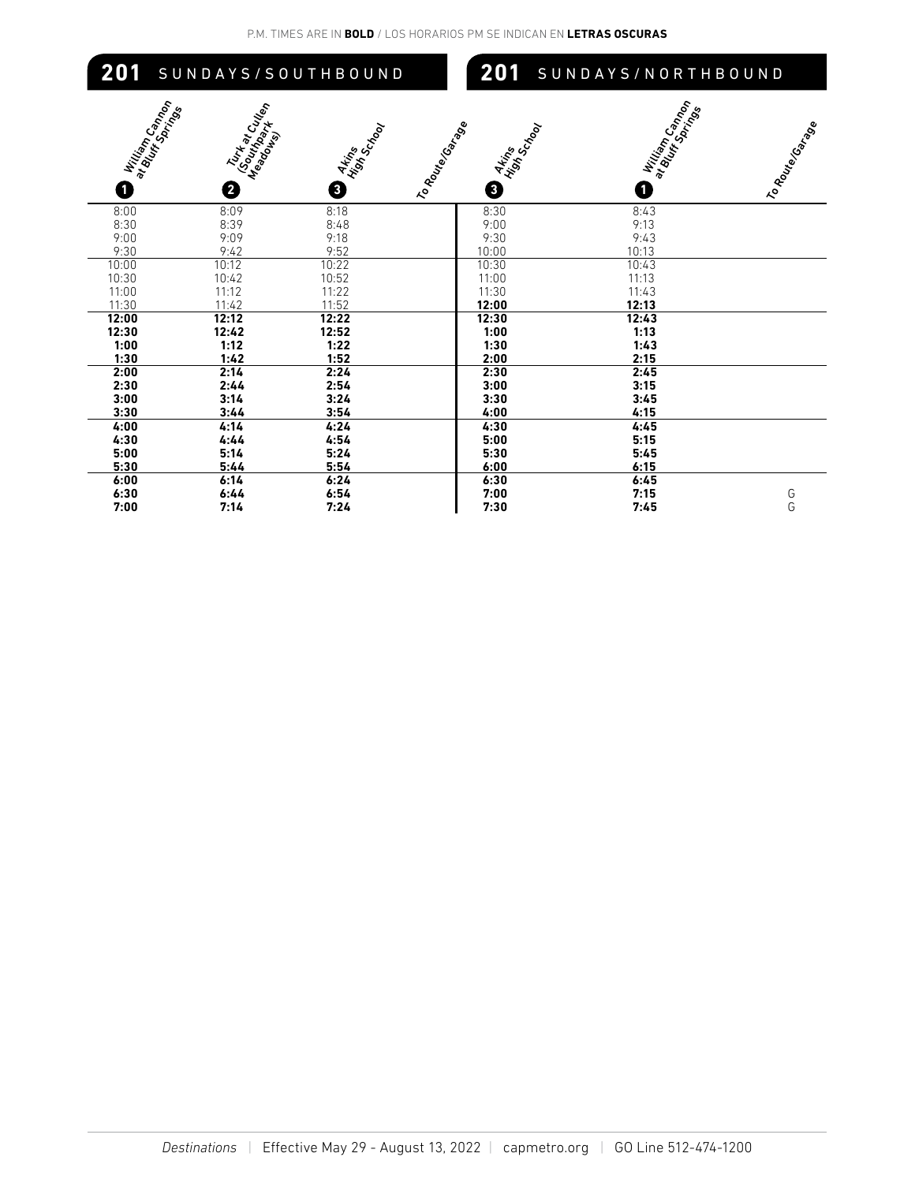P.M. TIMES ARE IN **BOLD** / LOS HORARIOS PM SE INDICAN EN **LETRAS OSCURAS**

## 201 SUNDAYS/SOUTHBOUND

| William Cannon at Bluff Springs 1 | Turk at Cullen (Southpark Meadows) 2 | Akins High School 3 | To Route/Garage |
|---|---|---|---|
| 8:00 | 8:09 | 8:18 | |
| 8:30 | 8:39 | 8:48 | |
| 9:00 | 9:09 | 9:18 | |
| 9:30 | 9:42 | 9:52 | |
| 10:00 | 10:12 | 10:22 | |
| 10:30 | 10:42 | 10:52 | |
| 11:00 | 11:12 | 11:22 | |
| 11:30 | 11:42 | 11:52 | |
| **12:00** | **12:12** | **12:22** | |
| **12:30** | **12:42** | **12:52** | |
| **1:00** | **1:12** | **1:22** | |
| **1:30** | **1:42** | **1:52** | |
| **2:00** | **2:14** | **2:24** | |
| **2:30** | **2:44** | **2:54** | |
| **3:00** | **3:14** | **3:24** | |
| **3:30** | **3:44** | **3:54** | |
| **4:00** | **4:14** | **4:24** | |
| **4:30** | **4:44** | **4:54** | |
| **5:00** | **5:14** | **5:24** | |
| **5:30** | **5:44** | **5:54** | |
| **6:00** | **6:14** | **6:24** | |
| **6:30** | **6:44** | **6:54** | |
| **7:00** | **7:14** | **7:24** | |

## 201 SUNDAYS/NORTHBOUND

| Akins High School 3 | William Cannon at Bluff Springs 1 | To Route/Garage |
|---|---|---|
| 8:30 | 8:43 | |
| 9:00 | 9:13 | |
| 9:30 | 9:43 | |
| 10:00 | 10:13 | |
| 10:30 | 10:43 | |
| 11:00 | 11:13 | |
| 11:30 | 11:43 | |
| **12:00** | **12:13** | |
| **12:30** | **12:43** | |
| **1:00** | **1:13** | |
| **1:30** | **1:43** | |
| **2:00** | **2:15** | |
| **2:30** | **2:45** | |
| **3:00** | **3:15** | |
| **3:30** | **3:45** | |
| **4:00** | **4:15** | |
| **4:30** | **4:45** | |
| **5:00** | **5:15** | |
| **5:30** | **5:45** | |
| **6:00** | **6:15** | |
| **6:30** | **6:45** | |
| **7:00** | **7:15** | G |
| **7:30** | **7:45** | G |

*Destinations* | Effective May 29 - August 13, 2022 | capmetro.org | GO Line 512-474-1200